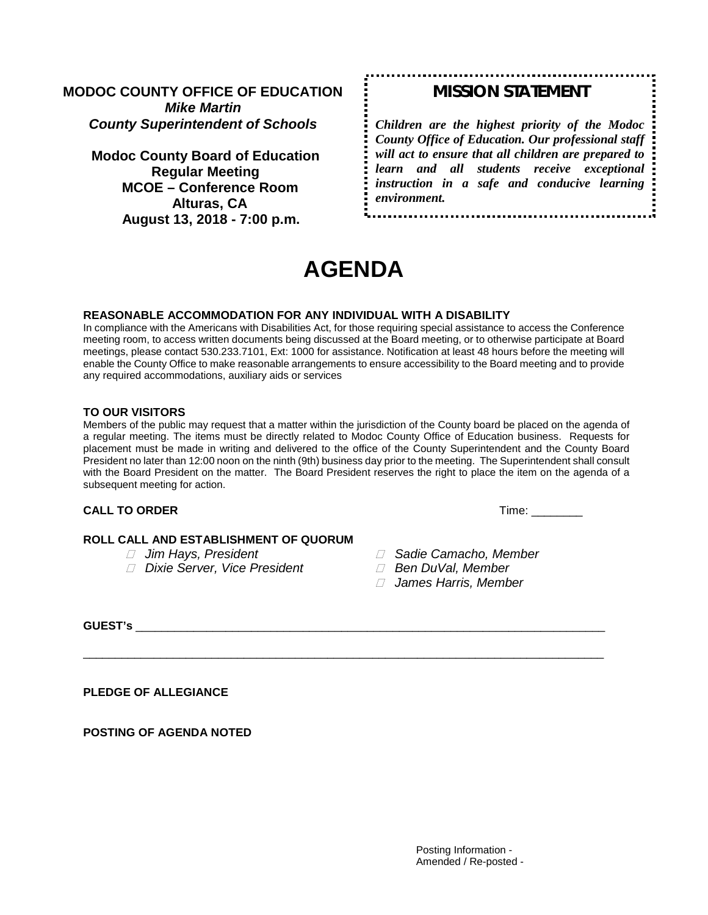**MODOC COUNTY OFFICE OF EDUCATION**
***Mike Martin***
***County Superintendent of Schools***

**Modoc County Board of Education**
**Regular Meeting**
**MCOE – Conference Room**
**Alturas, CA**
**August 13, 2018 - 7:00 p.m.**

**MISSION STATEMENT**

***Children are the highest priority of the Modoc County Office of Education. Our professional staff will act to ensure that all children are prepared to learn and all students receive exceptional instruction in a safe and conducive learning environment.***

# AGENDA

**REASONABLE ACCOMMODATION FOR ANY INDIVIDUAL WITH A DISABILITY**

In compliance with the Americans with Disabilities Act, for those requiring special assistance to access the Conference meeting room, to access written documents being discussed at the Board meeting, or to otherwise participate at Board meetings, please contact 530.233.7101, Ext: 1000 for assistance. Notification at least 48 hours before the meeting will enable the County Office to make reasonable arrangements to ensure accessibility to the Board meeting and to provide any required accommodations, auxiliary aids or services

**TO OUR VISITORS**

Members of the public may request that a matter within the jurisdiction of the County board be placed on the agenda of a regular meeting. The items must be directly related to Modoc County Office of Education business. Requests for placement must be made in writing and delivered to the office of the County Superintendent and the County Board President no later than 12:00 noon on the ninth (9th) business day prior to the meeting. The Superintendent shall consult with the Board President on the matter. The Board President reserves the right to place the item on the agenda of a subsequent meeting for action.

**CALL TO ORDER** Time: ________

**ROLL CALL AND ESTABLISHMENT OF QUORUM**

- *Jim Hays, President*
- *Dixie Server, Vice President*
- *Sadie Camacho, Member*
- *Ben DuVal, Member*
- *James Harris, Member*

**GUEST's** ______________________________________________________________________________

______________________________________________________________________________________

**PLEDGE OF ALLEGIANCE**

**POSTING OF AGENDA NOTED**

Posting Information -
Amended / Re-posted -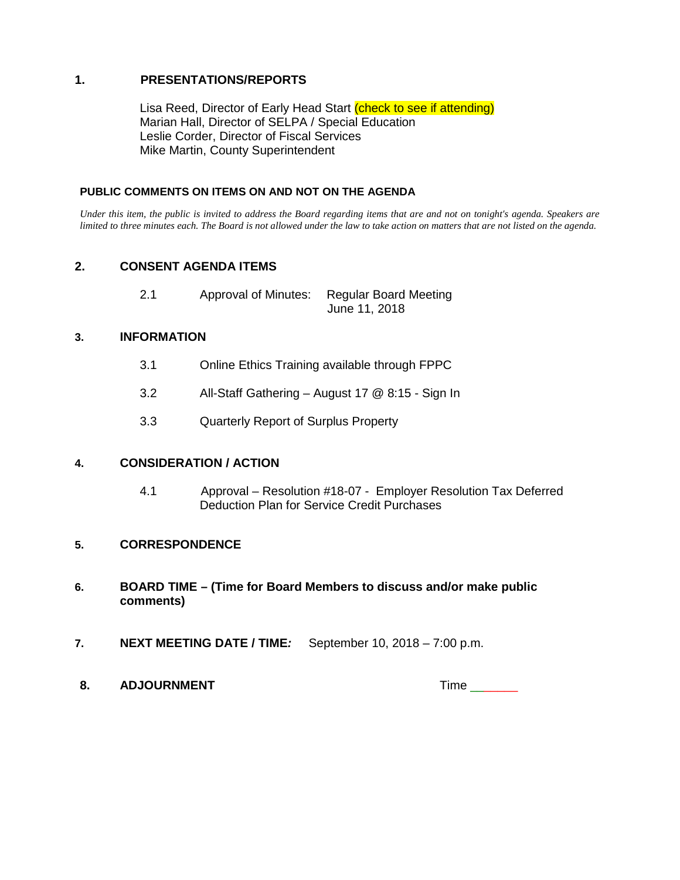## 1. PRESENTATIONS/REPORTS

Lisa Reed, Director of Early Head Start (check to see if attending)
Marian Hall, Director of SELPA / Special Education
Leslie Corder, Director of Fiscal Services
Mike Martin, County Superintendent

### PUBLIC COMMENTS ON ITEMS ON AND NOT ON THE AGENDA

*Under this item, the public is invited to address the Board regarding items that are and not on tonight's agenda. Speakers are limited to three minutes each. The Board is not allowed under the law to take action on matters that are not listed on the agenda.*

## 2. CONSENT AGENDA ITEMS

2.1 Approval of Minutes: Regular Board Meeting June 11, 2018

## 3. INFORMATION

3.1 Online Ethics Training available through FPPC

3.2 All-Staff Gathering – August 17 @ 8:15 - Sign In

3.3 Quarterly Report of Surplus Property

## 4. CONSIDERATION / ACTION

4.1 Approval – Resolution #18-07 - Employer Resolution Tax Deferred Deduction Plan for Service Credit Purchases

## 5. CORRESPONDENCE

## 6. BOARD TIME – (Time for Board Members to discuss and/or make public comments)

## 7. NEXT MEETING DATE / TIME: September 10, 2018 – 7:00 p.m.

## 8. ADJOURNMENT

Time _______